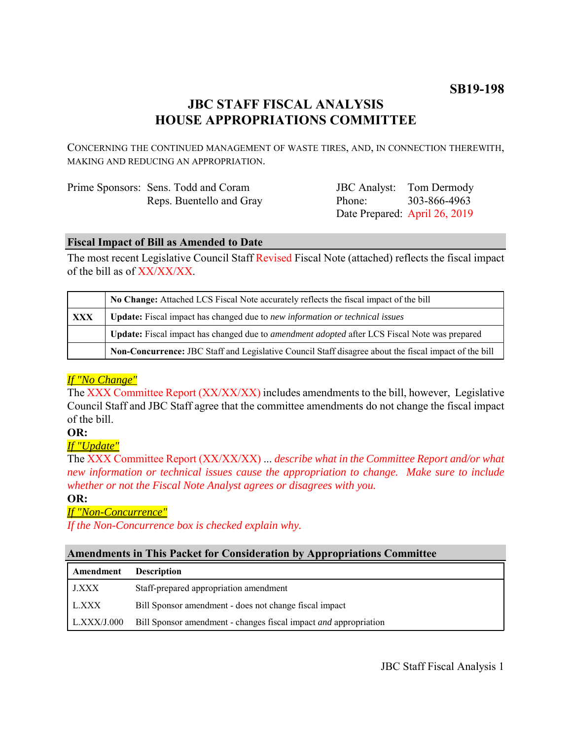**SB19-198**

# JBC STAFF FISCAL ANALYSIS
# HOUSE APPROPRIATIONS COMMITTEE

CONCERNING THE CONTINUED MANAGEMENT OF WASTE TIRES, AND, IN CONNECTION THEREWITH, MAKING AND REDUCING AN APPROPRIATION.

Prime Sponsors: Sens. Todd and Coram
Reps. Buentello and Gray

JBC Analyst: Tom Dermody
Phone: 303-866-4963
Date Prepared: April 26, 2019

## Fiscal Impact of Bill as Amended to Date

The most recent Legislative Council Staff Revised Fiscal Note (attached) reflects the fiscal impact of the bill as of XX/XX/XX.

| | |
|---|---|
| | **No Change:** Attached LCS Fiscal Note accurately reflects the fiscal impact of the bill |
| **XXX** | **Update:** Fiscal impact has changed due to *new information or technical issues* |
| | **Update:** Fiscal impact has changed due to *amendment adopted* after LCS Fiscal Note was prepared |
| | **Non-Concurrence:** JBC Staff and Legislative Council Staff disagree about the fiscal impact of the bill |

*If "No Change"*

The XXX Committee Report (XX/XX/XX) includes amendments to the bill, however, Legislative Council Staff and JBC Staff agree that the committee amendments do not change the fiscal impact of the bill.

**OR:**

*If "Update"*

The XXX Committee Report (XX/XX/XX) ... *describe what in the Committee Report and/or what new information or technical issues cause the appropriation to change. Make sure to include whether or not the Fiscal Note Analyst agrees or disagrees with you.*

**OR:**

*If "Non-Concurrence"*

*If the Non-Concurrence box is checked explain why.*

## Amendments in This Packet for Consideration by Appropriations Committee

| Amendment | Description |
|---|---|
| J.XXX | Staff-prepared appropriation amendment |
| L.XXX | Bill Sponsor amendment - does not change fiscal impact |
| L.XXX/J.000 | Bill Sponsor amendment - changes fiscal impact *and* appropriation |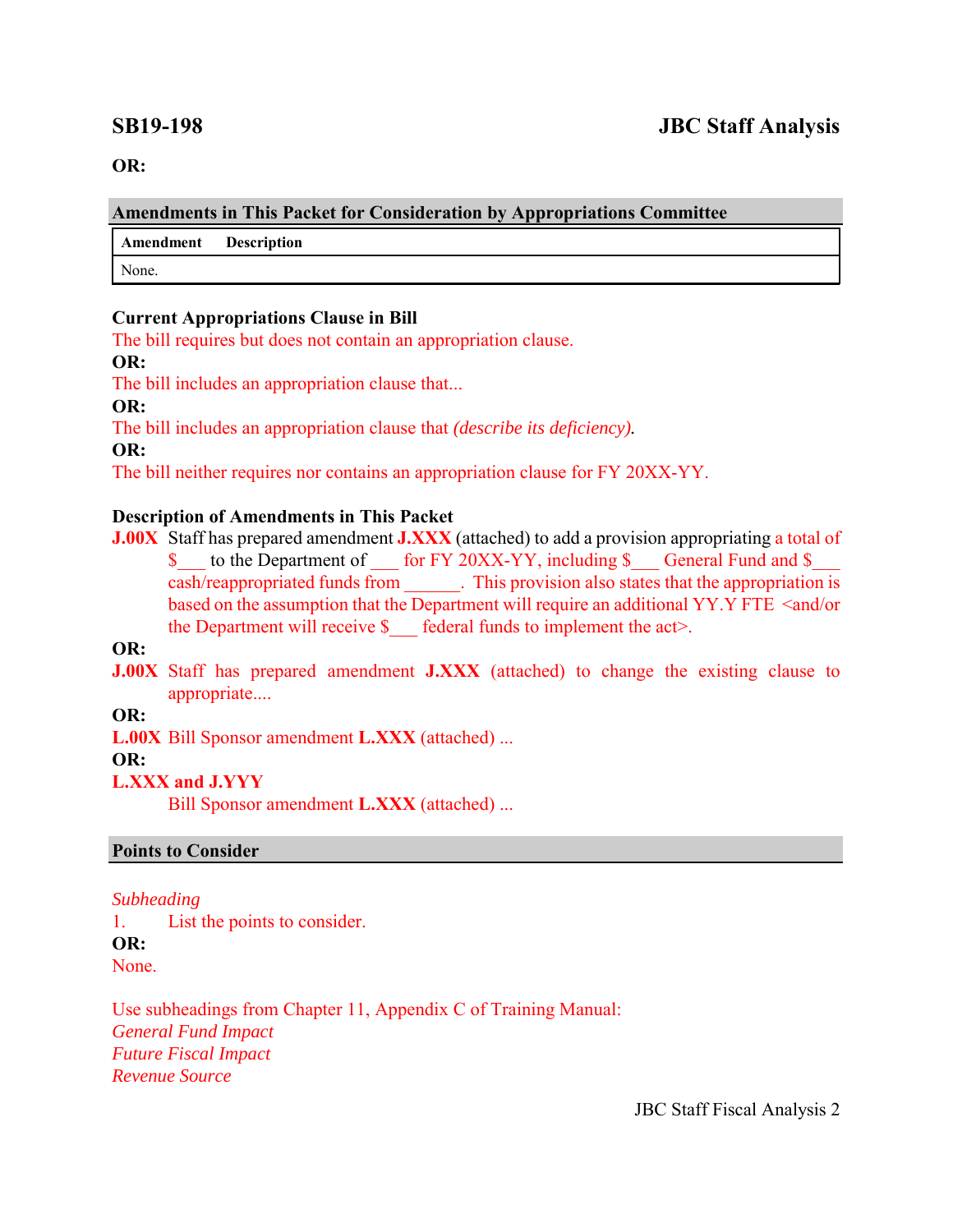**SB19-198** **JBC Staff Analysis**

**OR:**

**Amendments in This Packet for Consideration by Appropriations Committee**

| Amendment | Description |
|---|---|
| None. | |

**Current Appropriations Clause in Bill**

The bill requires but does not contain an appropriation clause.

**OR:**

The bill includes an appropriation clause that...

**OR:**

The bill includes an appropriation clause that *(describe its deficiency).*

**OR:**

The bill neither requires nor contains an appropriation clause for FY 20XX-YY.

**Description of Amendments in This Packet**

**J.00X** Staff has prepared amendment **J.XXX** (attached) to add a provision appropriating a total of $___ to the Department of ___ for FY 20XX-YY, including $___ General Fund and $___ cash/reappropriated funds from ______. This provision also states that the appropriation is based on the assumption that the Department will require an additional YY.Y FTE <and/or the Department will receive $___ federal funds to implement the act>.

**OR:**

**J.00X** Staff has prepared amendment **J.XXX** (attached) to change the existing clause to appropriate....

**OR:**

**L.00X** Bill Sponsor amendment **L.XXX** (attached) ...

**OR:**

**L.XXX and J.YYY**

Bill Sponsor amendment **L.XXX** (attached) ...

**Points to Consider**

*Subheading*

1. List the points to consider.

**OR:**

None.

Use subheadings from Chapter 11, Appendix C of Training Manual:

*General Fund Impact*

*Future Fiscal Impact*

*Revenue Source*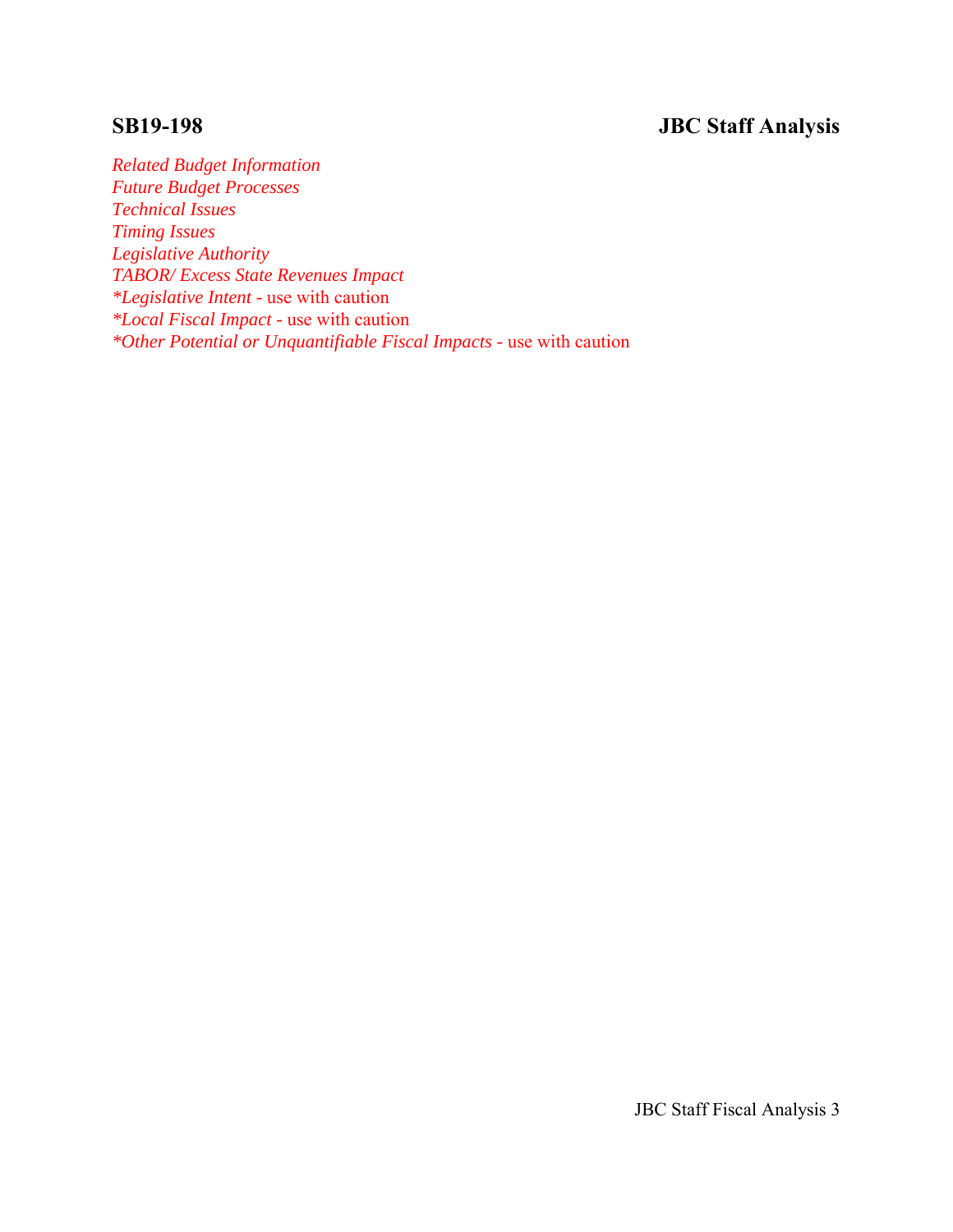**SB19-198** **JBC Staff Analysis**

*Related Budget Information*
*Future Budget Processes*
*Technical Issues*
*Timing Issues*
*Legislative Authority*
*TABOR/ Excess State Revenues Impact*
**Legislative Intent* - use with caution
**Local Fiscal Impact* - use with caution
**Other Potential or Unquantifiable Fiscal Impacts* - use with caution